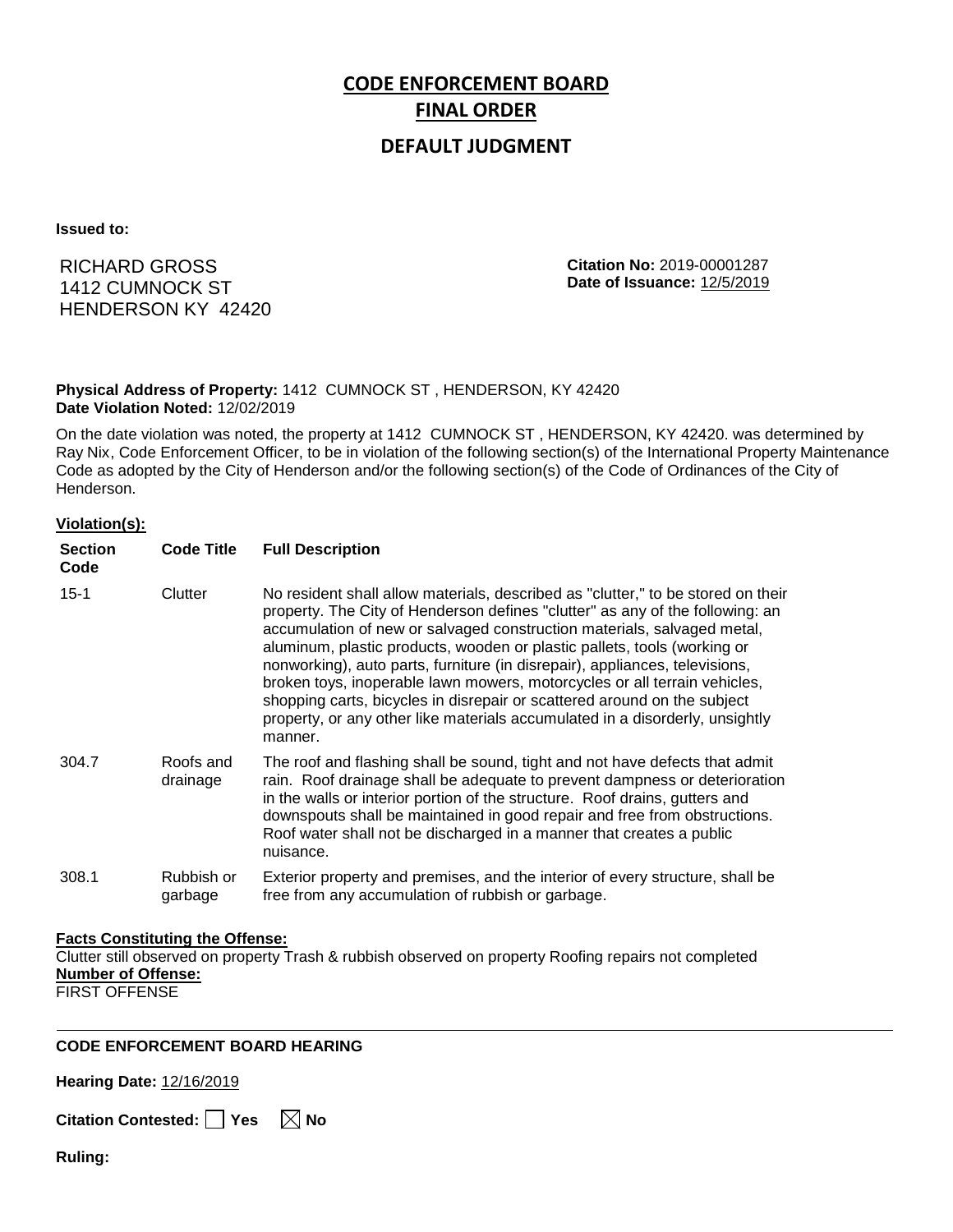# CODE ENFORCEMENT BOARD FINAL ORDER

## DEFAULT JUDGMENT

**Issued to:**

RICHARD GROSS
1412 CUMNOCK ST
HENDERSON KY 42420

**Citation No:** 2019-00001287
**Date of Issuance:** 12/5/2019

**Physical Address of Property:** 1412 CUMNOCK ST , HENDERSON, KY 42420
**Date Violation Noted:** 12/02/2019

On the date violation was noted, the property at 1412 CUMNOCK ST , HENDERSON, KY 42420. was determined by Ray Nix, Code Enforcement Officer, to be in violation of the following section(s) of the International Property Maintenance Code as adopted by the City of Henderson and/or the following section(s) of the Code of Ordinances of the City of Henderson.

**Violation(s):**

| Section Code | Code Title | Full Description |
|---|---|---|
| 15-1 | Clutter | No resident shall allow materials, described as "clutter," to be stored on their property. The City of Henderson defines "clutter" as any of the following: an accumulation of new or salvaged construction materials, salvaged metal, aluminum, plastic products, wooden or plastic pallets, tools (working or nonworking), auto parts, furniture (in disrepair), appliances, televisions, broken toys, inoperable lawn mowers, motorcycles or all terrain vehicles, shopping carts, bicycles in disrepair or scattered around on the subject property, or any other like materials accumulated in a disorderly, unsightly manner. |
| 304.7 | Roofs and drainage | The roof and flashing shall be sound, tight and not have defects that admit rain. Roof drainage shall be adequate to prevent dampness or deterioration in the walls or interior portion of the structure. Roof drains, gutters and downspouts shall be maintained in good repair and free from obstructions. Roof water shall not be discharged in a manner that creates a public nuisance. |
| 308.1 | Rubbish or garbage | Exterior property and premises, and the interior of every structure, shall be free from any accumulation of rubbish or garbage. |

**Facts Constituting the Offense:**
Clutter still observed on property Trash & rubbish observed on property Roofing repairs not completed
**Number of Offense:**
FIRST OFFENSE

---

**CODE ENFORCEMENT BOARD HEARING**

**Hearing Date:** 12/16/2019

**Citation Contested:** ☐ Yes ☒ No

**Ruling:**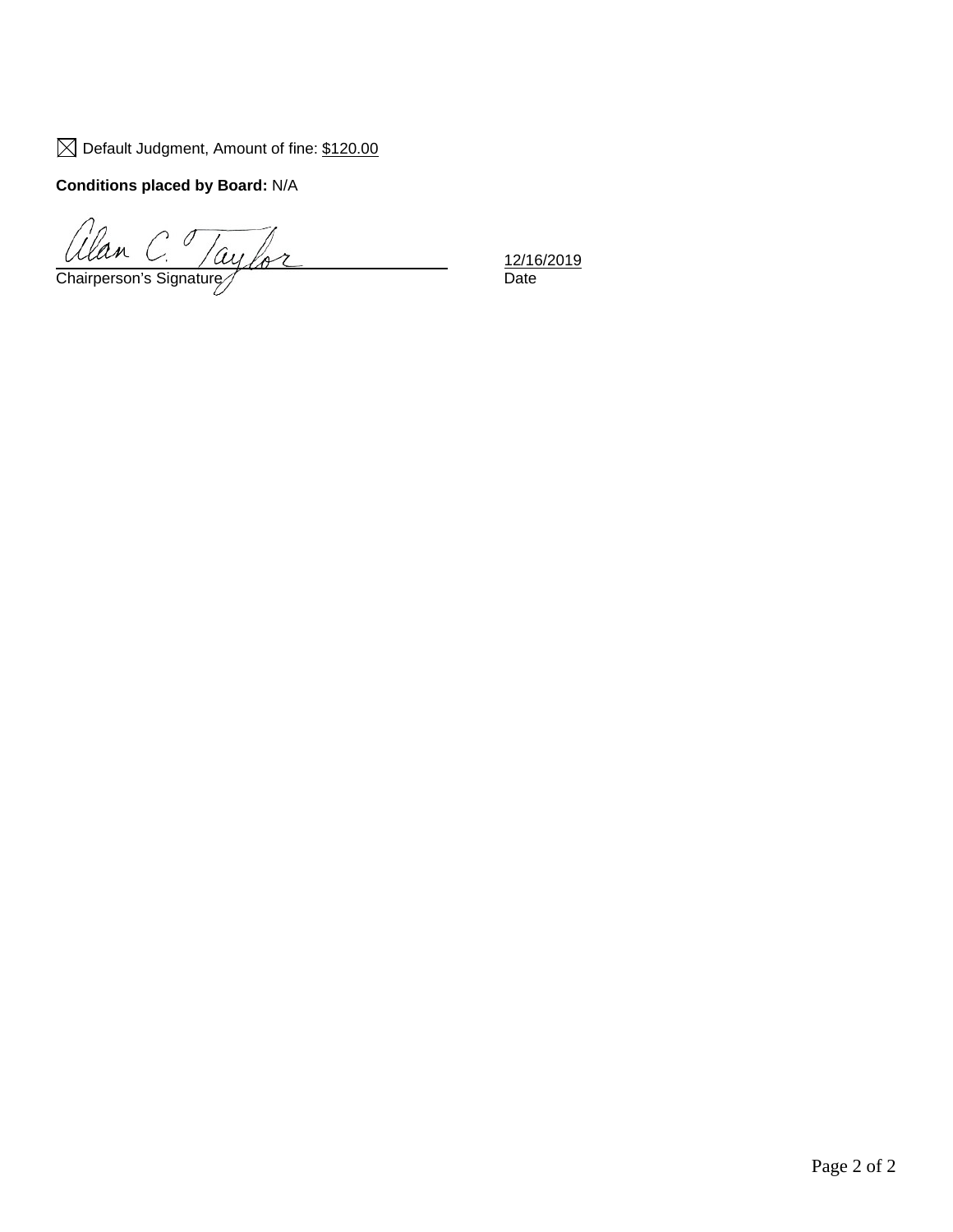☒ Default Judgment, Amount of fine: $120.00

**Conditions placed by Board:** N/A

Alan C. Taylor
Chairperson's Signature

12/16/2019
Date